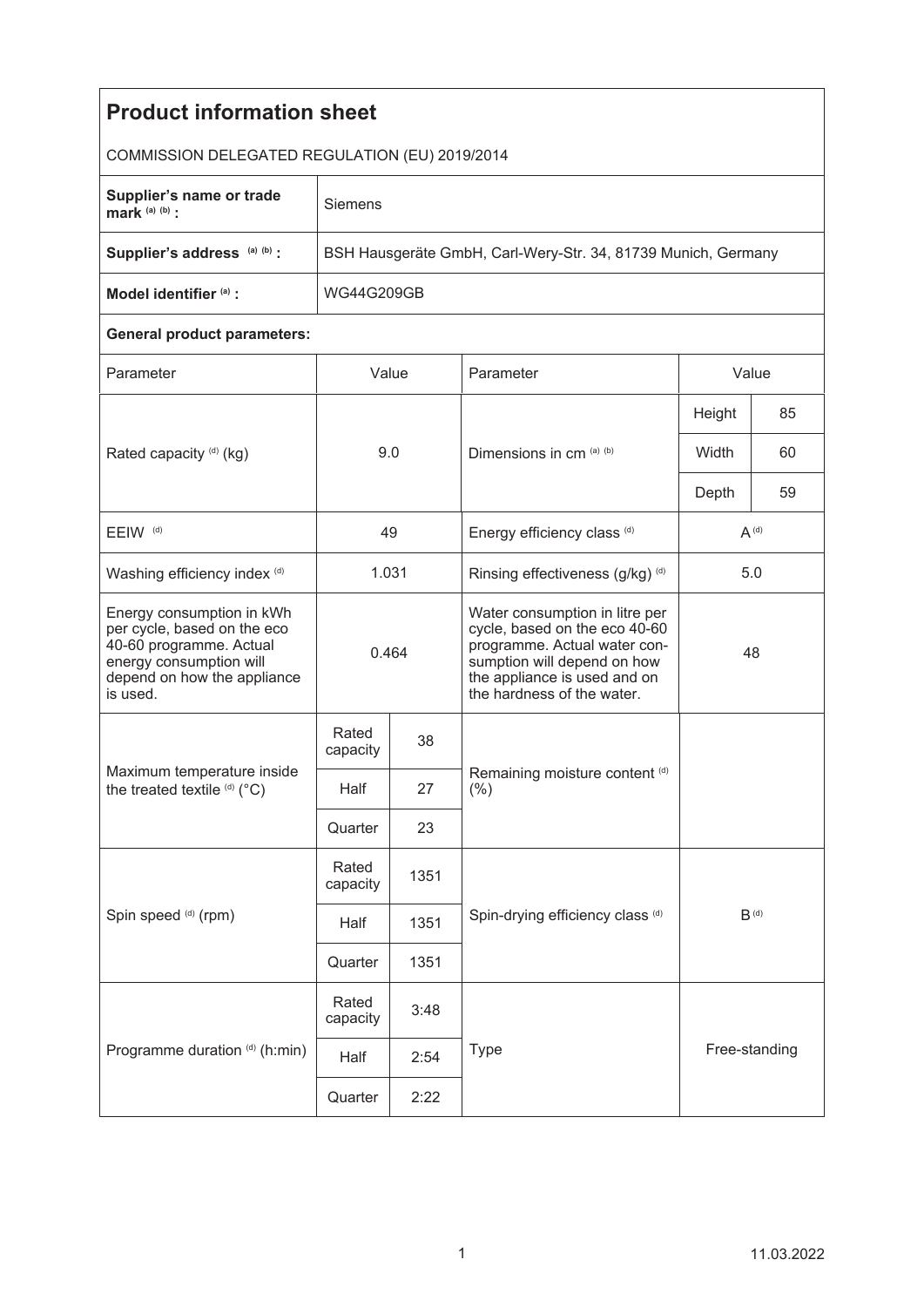# Product information sheet

COMMISSION DELEGATED REGULATION (EU) 2019/2014

| | |
|---|---|
| **Supplier's name or trade mark** [(a) (b)] **:** | Siemens |
| **Supplier's address** [(a) (b)] **:** | BSH Hausgeräte GmbH, Carl-Wery-Str. 34, 81739 Munich, Germany |
| **Model identifier** [(a)] **:** | WG44G209GB |

**General product parameters:**

| Parameter | Value | | Parameter | Value | |
|---|---|---|---|---|---|
| Rated capacity [(d)] (kg) | 9.0 | | Dimensions in cm [(a) (b)] | Height | 85 |
| | | | | Width | 60 |
| | | | | Depth | 59 |
| EEIW [(d)] | 49 | | Energy efficiency class [(d)] | A [(d)] | |
| Washing efficiency index [(d)] | 1.031 | | Rinsing effectiveness (g/kg) [(d)] | 5.0 | |
| Energy consumption in kWh per cycle, based on the eco 40-60 programme. Actual energy consumption will depend on how the appliance is used. | 0.464 | | Water consumption in litre per cycle, based on the eco 40-60 programme. Actual water consumption will depend on how the appliance is used and on the hardness of the water. | 48 | |
| Maximum temperature inside the treated textile [(d)] (°C) | Rated capacity | 38 | Remaining moisture content [(d)] (%) | | |
| | Half | 27 | | | |
| | Quarter | 23 | | | |
| Spin speed [(d)] (rpm) | Rated capacity | 1351 | Spin-drying efficiency class [(d)] | B [(d)] | |
| | Half | 1351 | | | |
| | Quarter | 1351 | | | |
| Programme duration [(d)] (h:min) | Rated capacity | 3:48 | Type | Free-standing | |
| | Half | 2:54 | | | |
| | Quarter | 2:22 | | | |

11.03.2022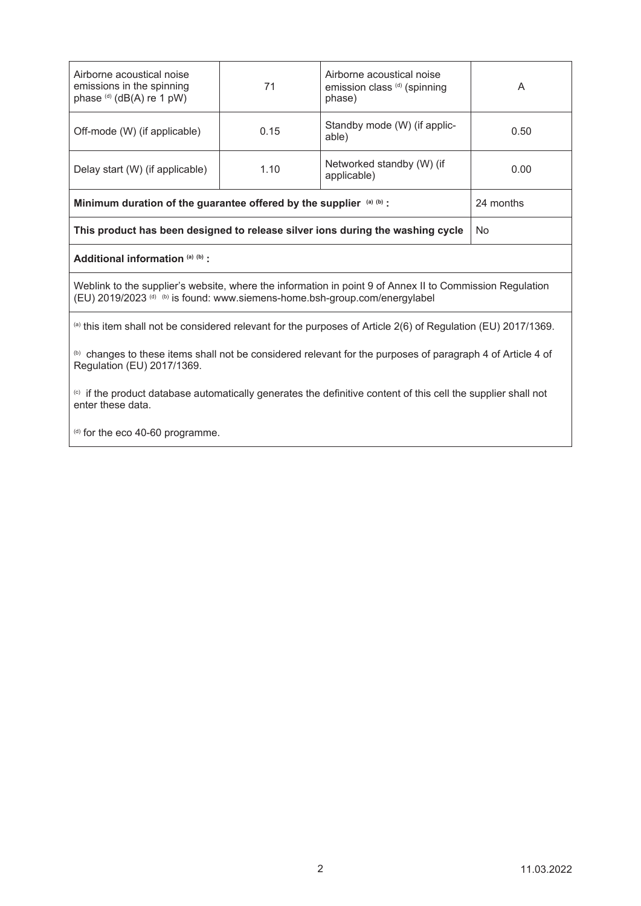| | | | |
|---|---|---|---|
| Airborne acoustical noise emissions in the spinning phase [d] (dB(A) re 1 pW) | 71 | Airborne acoustical noise emission class [d] (spinning phase) | A |
| Off-mode (W) (if applicable) | 0.15 | Standby mode (W) (if applicable) | 0.50 |
| Delay start (W) (if applicable) | 1.10 | Networked standby (W) (if applicable) | 0.00 |
| **Minimum duration of the guarantee offered by the supplier [a] [b] :** | | | 24 months |
| **This product has been designed to release silver ions during the washing cycle** | | | No |
| **Additional information [a] [b] :** | | | |
| Weblink to the supplier's website, where the information in point 9 of Annex II to Commission Regulation (EU) 2019/2023 [d] [b] is found: www.siemens-home.bsh-group.com/energylabel | | | |

[a] this item shall not be considered relevant for the purposes of Article 2(6) of Regulation (EU) 2017/1369.

[b] changes to these items shall not be considered relevant for the purposes of paragraph 4 of Article 4 of Regulation (EU) 2017/1369.

[c] if the product database automatically generates the definitive content of this cell the supplier shall not enter these data.

[d] for the eco 40-60 programme.

11.03.2022